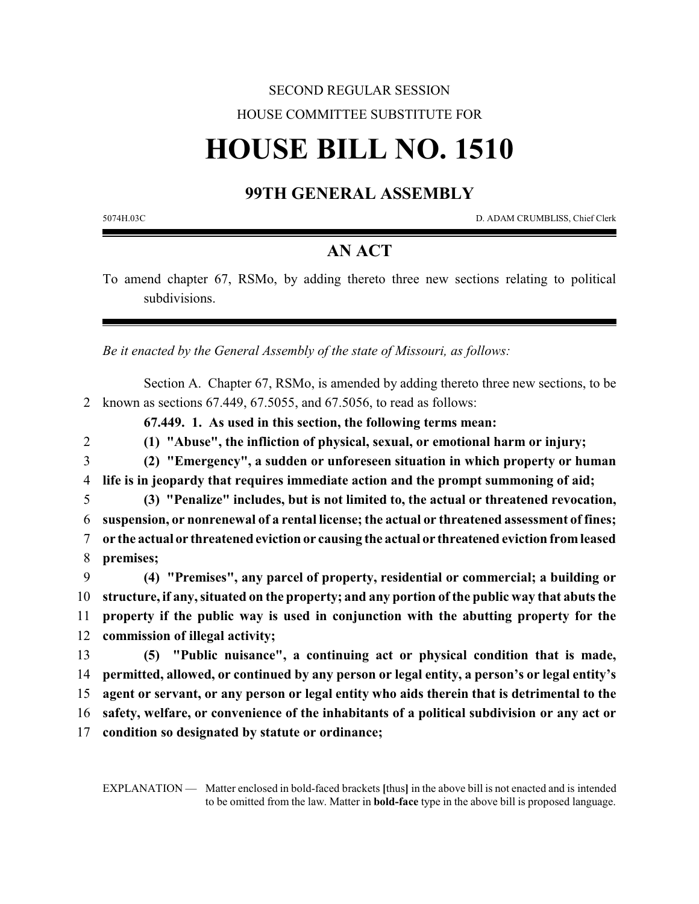SECOND REGULAR SESSION

HOUSE COMMITTEE SUBSTITUTE FOR

# HOUSE BILL NO. 1510

## 99TH GENERAL ASSEMBLY

5074H.03C D. ADAM CRUMBLISS, Chief Clerk

## AN ACT

To amend chapter 67, RSMo, by adding thereto three new sections relating to political subdivisions.

*Be it enacted by the General Assembly of the state of Missouri, as follows:*

Section A. Chapter 67, RSMo, is amended by adding thereto three new sections, to be known as sections 67.449, 67.5055, and 67.5056, to read as follows:

**67.449. 1. As used in this section, the following terms mean:**

**(1) "Abuse", the infliction of physical, sexual, or emotional harm or injury;**

**(2) "Emergency", a sudden or unforeseen situation in which property or human life is in jeopardy that requires immediate action and the prompt summoning of aid;**

**(3) "Penalize" includes, but is not limited to, the actual or threatened revocation, suspension, or nonrenewal of a rental license; the actual or threatened assessment of fines; or the actual or threatened eviction or causing the actual or threatened eviction from leased premises;**

**(4) "Premises", any parcel of property, residential or commercial; a building or structure, if any, situated on the property; and any portion of the public way that abuts the property if the public way is used in conjunction with the abutting property for the commission of illegal activity;**

**(5) "Public nuisance", a continuing act or physical condition that is made, permitted, allowed, or continued by any person or legal entity, a person's or legal entity's agent or servant, or any person or legal entity who aids therein that is detrimental to the safety, welfare, or convenience of the inhabitants of a political subdivision or any act or condition so designated by statute or ordinance;**

EXPLANATION — Matter enclosed in bold-faced brackets **[**thus**]** in the above bill is not enacted and is intended to be omitted from the law. Matter in **bold-face** type in the above bill is proposed language.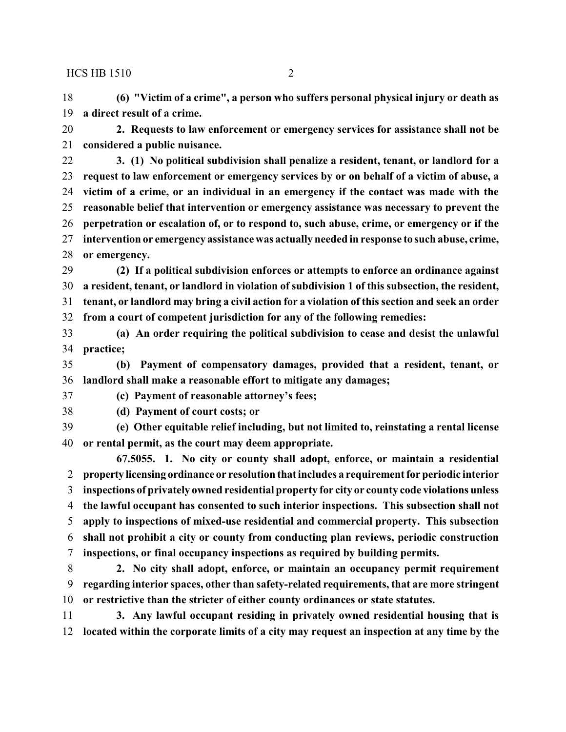**(6) "Victim of a crime", a person who suffers personal physical injury or death as a direct result of a crime.**

**2. Requests to law enforcement or emergency services for assistance shall not be considered a public nuisance.**

**3. (1) No political subdivision shall penalize a resident, tenant, or landlord for a request to law enforcement or emergency services by or on behalf of a victim of abuse, a victim of a crime, or an individual in an emergency if the contact was made with the reasonable belief that intervention or emergency assistance was necessary to prevent the perpetration or escalation of, or to respond to, such abuse, crime, or emergency or if the intervention or emergency assistance was actually needed in response to such abuse, crime, or emergency.**

**(2) If a political subdivision enforces or attempts to enforce an ordinance against a resident, tenant, or landlord in violation of subdivision 1 of this subsection, the resident, tenant, or landlord may bring a civil action for a violation of this section and seek an order from a court of competent jurisdiction for any of the following remedies:**

**(a) An order requiring the political subdivision to cease and desist the unlawful practice;**

**(b) Payment of compensatory damages, provided that a resident, tenant, or landlord shall make a reasonable effort to mitigate any damages;**

**(c) Payment of reasonable attorney's fees;**

**(d) Payment of court costs; or**

**(e) Other equitable relief including, but not limited to, reinstating a rental license or rental permit, as the court may deem appropriate.**

**67.5055. 1. No city or county shall adopt, enforce, or maintain a residential property licensing ordinance or resolution that includes a requirement for periodic interior inspections of privately owned residential property for city or county code violations unless the lawful occupant has consented to such interior inspections. This subsection shall not apply to inspections of mixed-use residential and commercial property. This subsection shall not prohibit a city or county from conducting plan reviews, periodic construction inspections, or final occupancy inspections as required by building permits.**

**2. No city shall adopt, enforce, or maintain an occupancy permit requirement regarding interior spaces, other than safety-related requirements, that are more stringent or restrictive than the stricter of either county ordinances or state statutes.**

**3. Any lawful occupant residing in privately owned residential housing that is located within the corporate limits of a city may request an inspection at any time by the**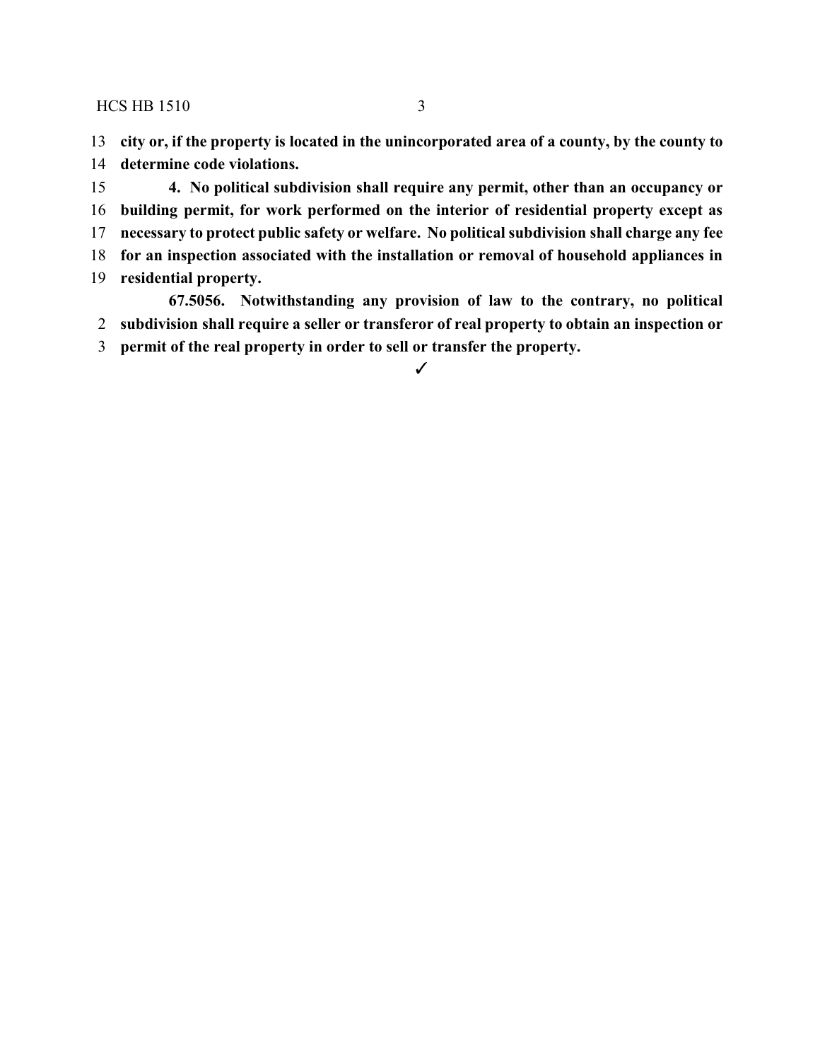**city or, if the property is located in the unincorporated area of a county, by the county to determine code violations.**

**4. No political subdivision shall require any permit, other than an occupancy or building permit, for work performed on the interior of residential property except as necessary to protect public safety or welfare. No political subdivision shall charge any fee for an inspection associated with the installation or removal of household appliances in residential property.**

**67.5056. Notwithstanding any provision of law to the contrary, no political subdivision shall require a seller or transferor of real property to obtain an inspection or permit of the real property in order to sell or transfer the property.**

✓